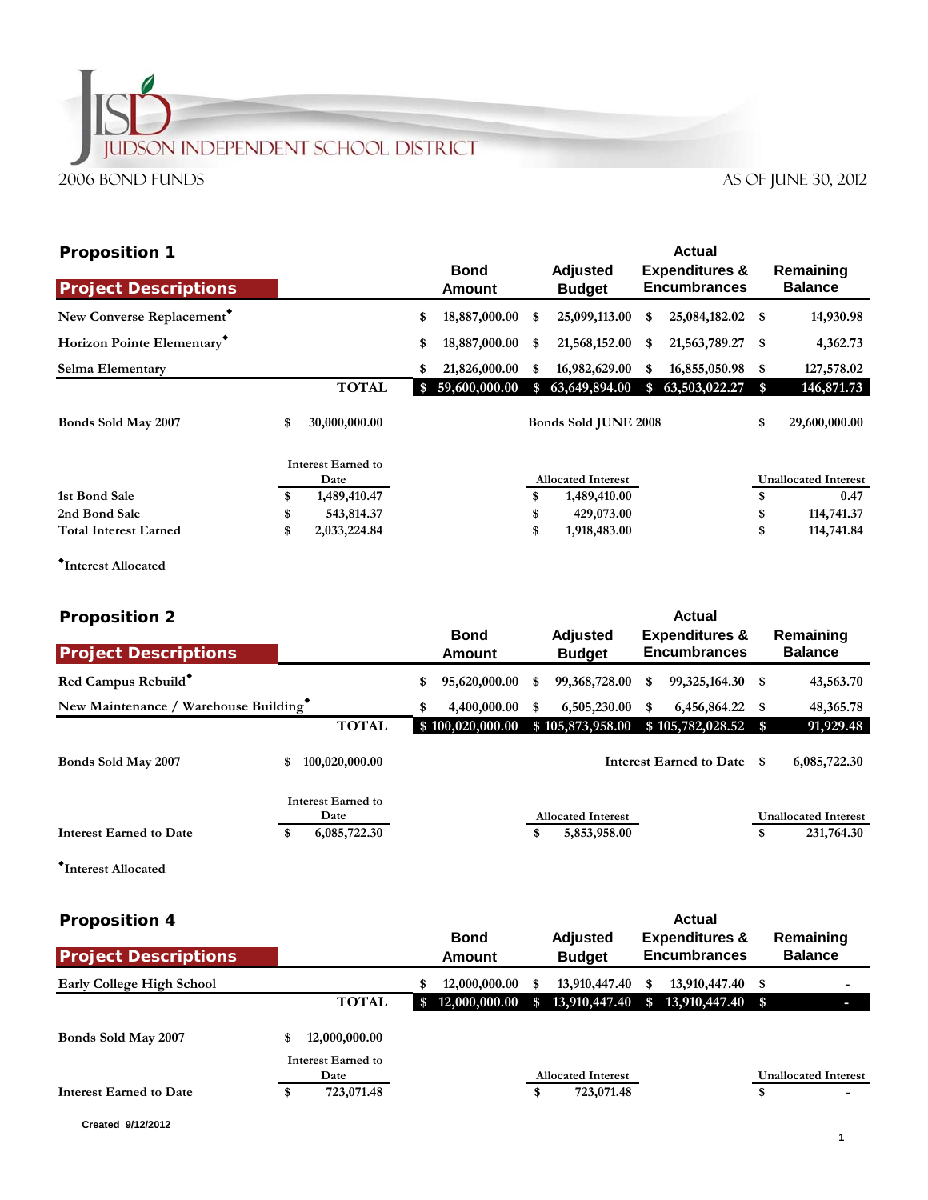# JUDSON INDEPENDENT SCHOOL DISTRICT

2006 BOND FUNDS

AS OF JUNE 30, 2012

## Proposition 1

| Project Descriptions | | Bond Amount | Adjusted Budget | Actual Expenditures & Encumbrances | Remaining Balance |
|---|---|---|---|---|---|
| New Converse Replacement◆ | | $ 18,887,000.00 | $ 25,099,113.00 | $ 25,084,182.02 | $ 14,930.98 |
| Horizon Pointe Elementary◆ | | $ 18,887,000.00 | $ 21,568,152.00 | $ 21,563,789.27 | $ 4,362.73 |
| Selma Elementary | | $ 21,826,000.00 | $ 16,982,629.00 | $ 16,855,050.98 | $ 127,578.02 |
| | **TOTAL** | $ 59,600,000.00 | $ 63,649,894.00 | $ 63,503,022.27 | $ 146,871.73 |

**Bonds Sold May 2007** $ 30,000,000.00 — **Bonds Sold JUNE 2008** $ 29,600,000.00

| | Interest Earned to Date | Allocated Interest | Unallocated Interest |
|---|---|---|---|
| 1st Bond Sale | $ 1,489,410.47 | $ 1,489,410.00 | $ 0.47 |
| 2nd Bond Sale | $ 543,814.37 | $ 429,073.00 | $ 114,741.37 |
| Total Interest Earned | $ 2,033,224.84 | $ 1,918,483.00 | $ 114,741.84 |

◆Interest Allocated

## Proposition 2

| Project Descriptions | | Bond Amount | Adjusted Budget | Actual Expenditures & Encumbrances | Remaining Balance |
|---|---|---|---|---|---|
| Red Campus Rebuild◆ | | $ 95,620,000.00 | $ 99,368,728.00 | $ 99,325,164.30 | $ 43,563.70 |
| New Maintenance / Warehouse Building◆ | | $ 4,400,000.00 | $ 6,505,230.00 | $ 6,456,864.22 | $ 48,365.78 |
| | **TOTAL** | $ 100,020,000.00 | $ 105,873,958.00 | $ 105,782,028.52 | $ 91,929.48 |

**Bonds Sold May 2007** $ 100,020,000.00 — **Interest Earned to Date** $ 6,085,722.30

| | Interest Earned to Date | Allocated Interest | Unallocated Interest |
|---|---|---|---|
| Interest Earned to Date | $ 6,085,722.30 | $ 5,853,958.00 | $ 231,764.30 |

◆Interest Allocated

## Proposition 4

| Project Descriptions | | Bond Amount | Adjusted Budget | Actual Expenditures & Encumbrances | Remaining Balance |
|---|---|---|---|---|---|
| Early College High School | | $ 12,000,000.00 | $ 13,910,447.40 | $ 13,910,447.40 | $ - |
| | **TOTAL** | $ 12,000,000.00 | $ 13,910,447.40 | $ 13,910,447.40 | $ - |

**Bonds Sold May 2007** $ 12,000,000.00

| | Interest Earned to Date | Allocated Interest | Unallocated Interest |
|---|---|---|---|
| Interest Earned to Date | $ 723,071.48 | $ 723,071.48 | $ - |

Created 9/12/2012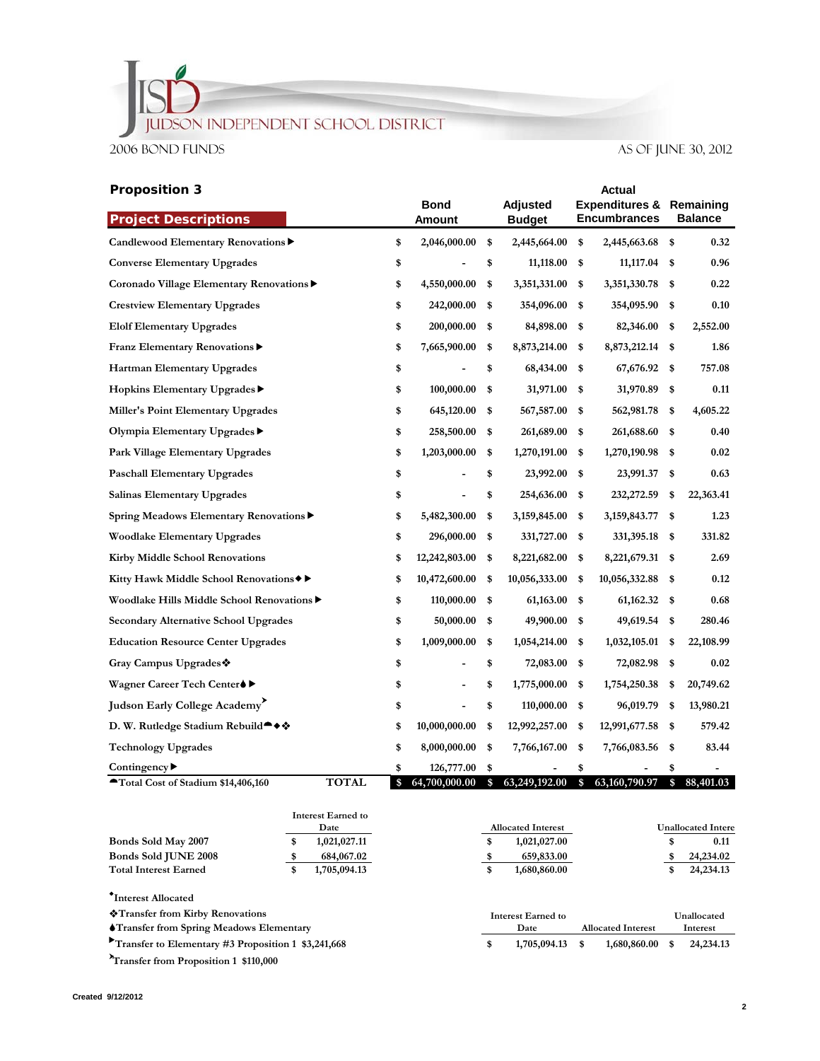# JUDSON INDEPENDENT SCHOOL DISTRICT

2006 BOND FUNDS

AS OF JUNE 30, 2012

## Proposition 3

| Project Descriptions | Bond Amount | Adjusted Budget | Actual Expenditures & Encumbrances | Remaining Balance |
|---|---|---|---|---|
| Candlewood Elementary Renovations ▶ | $ 2,046,000.00 | $ 2,445,664.00 | $ 2,445,663.68 | $ 0.32 |
| Converse Elementary Upgrades | $ - | $ 11,118.00 | $ 11,117.04 | $ 0.96 |
| Coronado Village Elementary Renovations ▶ | $ 4,550,000.00 | $ 3,351,331.00 | $ 3,351,330.78 | $ 0.22 |
| Crestview Elementary Upgrades | $ 242,000.00 | $ 354,096.00 | $ 354,095.90 | $ 0.10 |
| Elolf Elementary Upgrades | $ 200,000.00 | $ 84,898.00 | $ 82,346.00 | $ 2,552.00 |
| Franz Elementary Renovations ▶ | $ 7,665,900.00 | $ 8,873,214.00 | $ 8,873,212.14 | $ 1.86 |
| Hartman Elementary Upgrades | $ - | $ 68,434.00 | $ 67,676.92 | $ 757.08 |
| Hopkins Elementary Upgrades ▶ | $ 100,000.00 | $ 31,971.00 | $ 31,970.89 | $ 0.11 |
| Miller's Point Elementary Upgrades | $ 645,120.00 | $ 567,587.00 | $ 562,981.78 | $ 4,605.22 |
| Olympia Elementary Upgrades ▶ | $ 258,500.00 | $ 261,689.00 | $ 261,688.60 | $ 0.40 |
| Park Village Elementary Upgrades | $ 1,203,000.00 | $ 1,270,191.00 | $ 1,270,190.98 | $ 0.02 |
| Paschall Elementary Upgrades | $ - | $ 23,992.00 | $ 23,991.37 | $ 0.63 |
| Salinas Elementary Upgrades | $ - | $ 254,636.00 | $ 232,272.59 | $ 22,363.41 |
| Spring Meadows Elementary Renovations ▶ | $ 5,482,300.00 | $ 3,159,845.00 | $ 3,159,843.77 | $ 1.23 |
| Woodlake Elementary Upgrades | $ 296,000.00 | $ 331,727.00 | $ 331,395.18 | $ 331.82 |
| Kirby Middle School Renovations | $ 12,242,803.00 | $ 8,221,682.00 | $ 8,221,679.31 | $ 2.69 |
| Kitty Hawk Middle School Renovations◆ ▶ | $ 10,472,600.00 | $ 10,056,333.00 | $ 10,056,332.88 | $ 0.12 |
| Woodlake Hills Middle School Renovations ▶ | $ 110,000.00 | $ 61,163.00 | $ 61,162.32 | $ 0.68 |
| Secondary Alternative School Upgrades | $ 50,000.00 | $ 49,900.00 | $ 49,619.54 | $ 280.46 |
| Education Resource Center Upgrades | $ 1,009,000.00 | $ 1,054,214.00 | $ 1,032,105.01 | $ 22,108.99 |
| Gray Campus Upgrades❖ | $ - | $ 72,083.00 | $ 72,082.98 | $ 0.02 |
| Wagner Career Tech Center♠ ▶ | $ - | $ 1,775,000.00 | $ 1,754,250.38 | $ 20,749.62 |
| Judson Early College Academy➤ | $ - | $ 110,000.00 | $ 96,019.79 | $ 13,980.21 |
| D. W. Rutledge Stadium Rebuild☂◆❖ | $ 10,000,000.00 | $ 12,992,257.00 | $ 12,991,677.58 | $ 579.42 |
| Technology Upgrades | $ 8,000,000.00 | $ 7,766,167.00 | $ 7,766,083.56 | $ 83.44 |
| Contingency ▶ | $ 126,777.00 | $ - | $ - | $ - |
| ☂Total Cost of Stadium $14,406,160 **TOTAL** | $ 64,700,000.00 | $ 63,249,192.00 | $ 63,160,790.97 | $ 88,401.03 |

| | Interest Earned to Date | Allocated Interest | Unallocated Interest |
|---|---|---|---|
| Bonds Sold May 2007 | $ 1,021,027.11 | $ 1,021,027.00 | $ 0.11 |
| Bonds Sold JUNE 2008 | $ 684,067.02 | $ 659,833.00 | $ 24,234.02 |
| Total Interest Earned | $ 1,705,094.13 | $ 1,680,860.00 | $ 24,234.13 |

◆Interest Allocated

❖Transfer from Kirby Renovations

♠Transfer from Spring Meadows Elementary

▶Transfer to Elementary #3 Proposition 1 $3,241,668

➤Transfer from Proposition 1 $110,000

| Interest Earned to Date | Allocated Interest | Unallocated Interest |
|---|---|---|
| $ 1,705,094.13 | $ 1,680,860.00 | $ 24,234.13 |

Created 9/12/2012